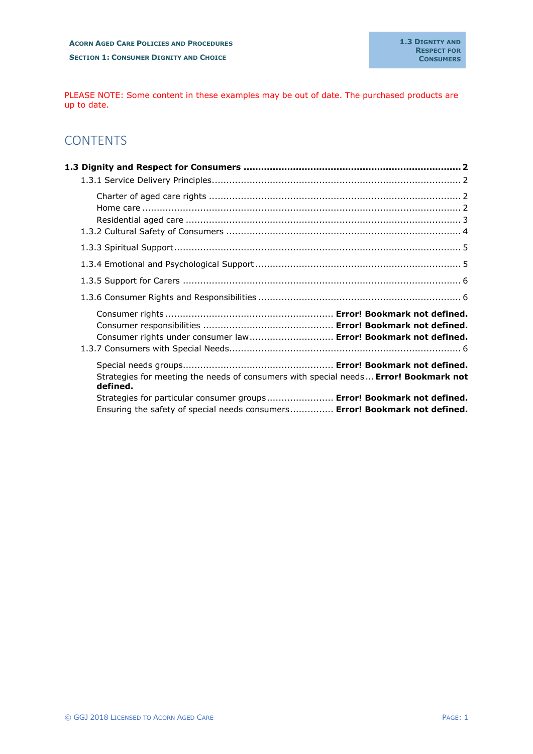PLEASE NOTE: Some content in these examples may be out of date. The purchased products are up to date.

# CONTENTS

**1.3 Dignity and Respect for Consumers ........................................................................ 2**

1.3.1 Service Delivery Principles.................................................................................... 2

Charter of aged care rights ...................................................................................... 2
Home care ............................................................................................................. 2
Residential aged care .............................................................................................. 3

1.3.2 Cultural Safety of Consumers ............................................................................... 4

1.3.3 Spiritual Support................................................................................................. 5

1.3.4 Emotional and Psychological Support ...................................................................... 5

1.3.5 Support for Carers .............................................................................................. 6

1.3.6 Consumer Rights and Responsibilities ..................................................................... 6

Consumer rights ......................................................... **Error! Bookmark not defined.**
Consumer responsibilities ............................................ **Error! Bookmark not defined.**
Consumer rights under consumer law............................ **Error! Bookmark not defined.**

1.3.7 Consumers with Special Needs............................................................................... 6

Special needs groups.................................................. **Error! Bookmark not defined.**
Strategies for meeting the needs of consumers with special needs ... **Error! Bookmark not defined.**
Strategies for particular consumer groups...................... **Error! Bookmark not defined.**
Ensuring the safety of special needs consumers.............. **Error! Bookmark not defined.**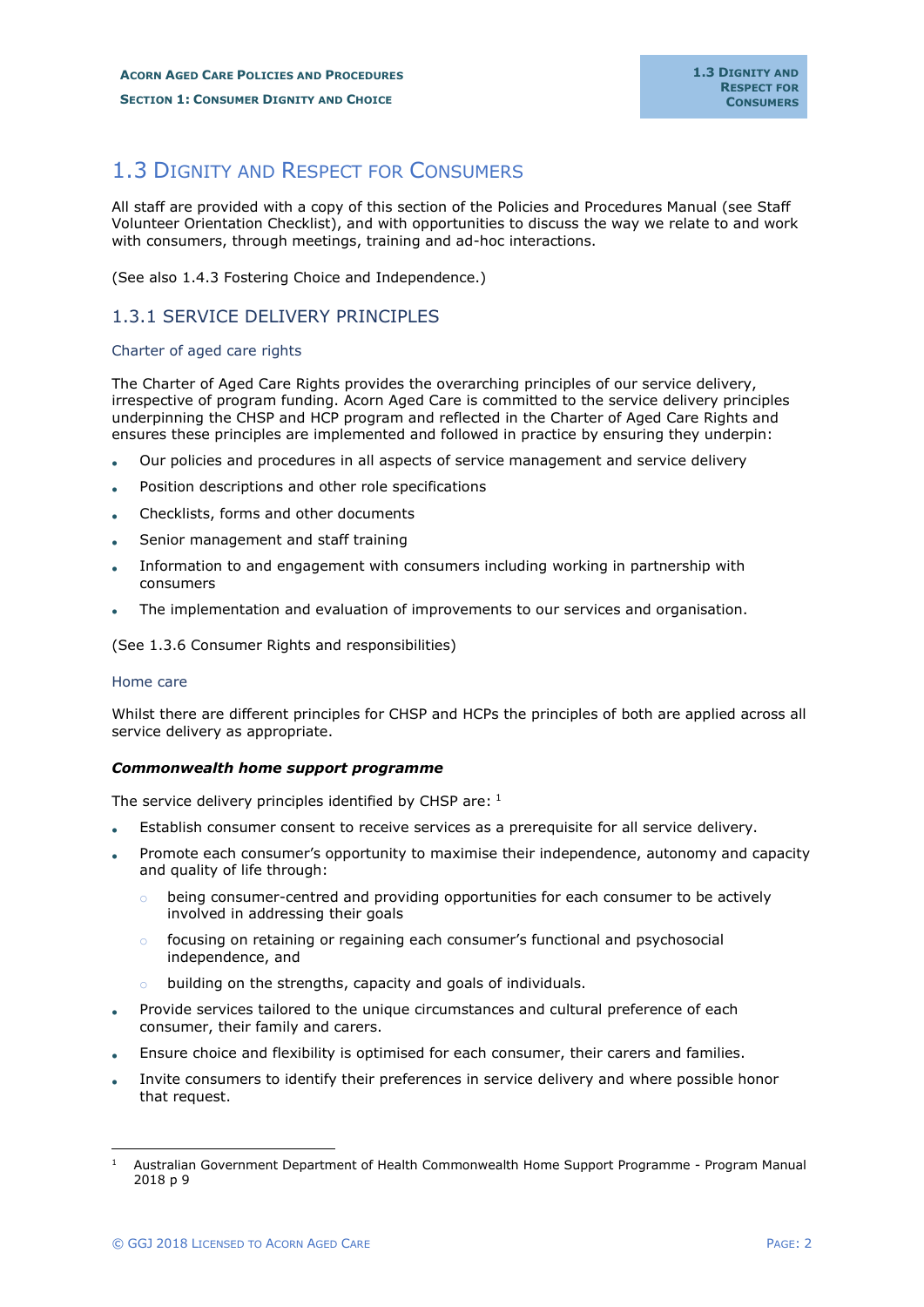# 1.3 Dignity and Respect for Consumers

All staff are provided with a copy of this section of the Policies and Procedures Manual (see Staff Volunteer Orientation Checklist), and with opportunities to discuss the way we relate to and work with consumers, through meetings, training and ad-hoc interactions.

(See also 1.4.3 Fostering Choice and Independence.)

## 1.3.1 SERVICE DELIVERY PRINCIPLES

### Charter of aged care rights

The Charter of Aged Care Rights provides the overarching principles of our service delivery, irrespective of program funding. Acorn Aged Care is committed to the service delivery principles underpinning the CHSP and HCP program and reflected in the Charter of Aged Care Rights and ensures these principles are implemented and followed in practice by ensuring they underpin:

- Our policies and procedures in all aspects of service management and service delivery
- Position descriptions and other role specifications
- Checklists, forms and other documents
- Senior management and staff training
- Information to and engagement with consumers including working in partnership with consumers
- The implementation and evaluation of improvements to our services and organisation.

(See 1.3.6 Consumer Rights and responsibilities)

### Home care

Whilst there are different principles for CHSP and HCPs the principles of both are applied across all service delivery as appropriate.

***Commonwealth home support programme***

The service delivery principles identified by CHSP are: [1]

- Establish consumer consent to receive services as a prerequisite for all service delivery.
- Promote each consumer's opportunity to maximise their independence, autonomy and capacity and quality of life through:
  - being consumer-centred and providing opportunities for each consumer to be actively involved in addressing their goals
  - focusing on retaining or regaining each consumer's functional and psychosocial independence, and
  - building on the strengths, capacity and goals of individuals.
- Provide services tailored to the unique circumstances and cultural preference of each consumer, their family and carers.
- Ensure choice and flexibility is optimised for each consumer, their carers and families.
- Invite consumers to identify their preferences in service delivery and where possible honor that request.

---

[1] Australian Government Department of Health Commonwealth Home Support Programme - Program Manual 2018 p 9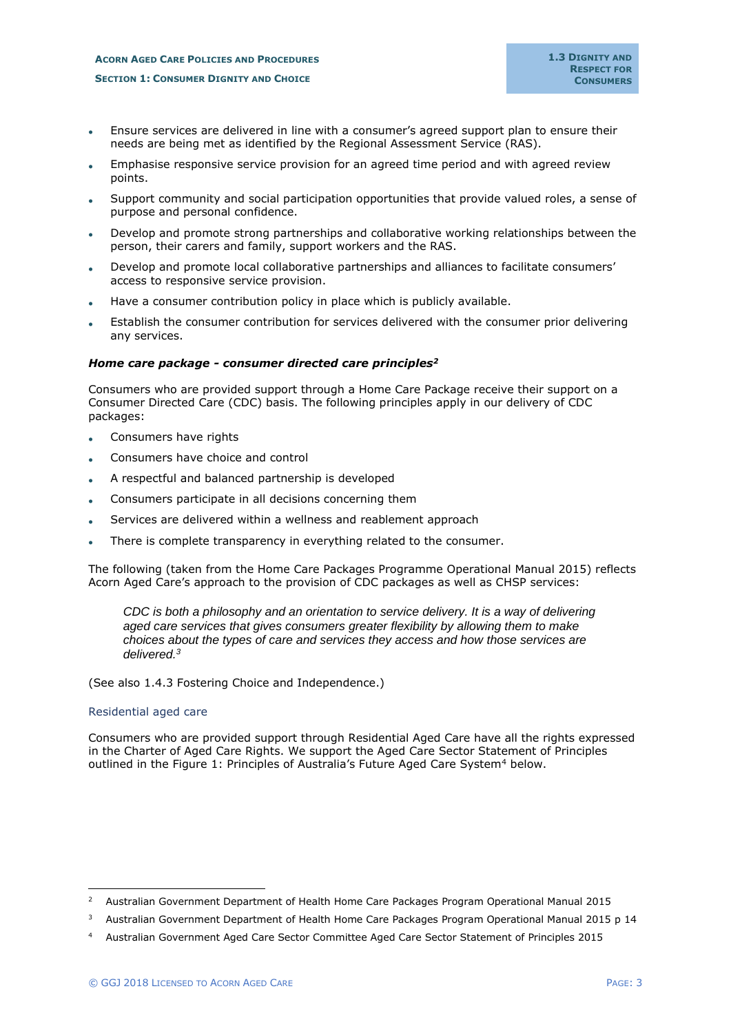- Ensure services are delivered in line with a consumer's agreed support plan to ensure their needs are being met as identified by the Regional Assessment Service (RAS).
- Emphasise responsive service provision for an agreed time period and with agreed review points.
- Support community and social participation opportunities that provide valued roles, a sense of purpose and personal confidence.
- Develop and promote strong partnerships and collaborative working relationships between the person, their carers and family, support workers and the RAS.
- Develop and promote local collaborative partnerships and alliances to facilitate consumers' access to responsive service provision.
- Have a consumer contribution policy in place which is publicly available.
- Establish the consumer contribution for services delivered with the consumer prior delivering any services.

***Home care package - consumer directed care principles*[2]**

Consumers who are provided support through a Home Care Package receive their support on a Consumer Directed Care (CDC) basis. The following principles apply in our delivery of CDC packages:

- Consumers have rights
- Consumers have choice and control
- A respectful and balanced partnership is developed
- Consumers participate in all decisions concerning them
- Services are delivered within a wellness and reablement approach
- There is complete transparency in everything related to the consumer.

The following (taken from the Home Care Packages Programme Operational Manual 2015) reflects Acorn Aged Care's approach to the provision of CDC packages as well as CHSP services:

> *CDC is both a philosophy and an orientation to service delivery. It is a way of delivering aged care services that gives consumers greater flexibility by allowing them to make choices about the types of care and services they access and how those services are delivered.*[3]

(See also 1.4.3 Fostering Choice and Independence.)

### Residential aged care

Consumers who are provided support through Residential Aged Care have all the rights expressed in the Charter of Aged Care Rights. We support the Aged Care Sector Statement of Principles outlined in the Figure 1: Principles of Australia's Future Aged Care System[4] below.

---

[2] Australian Government Department of Health Home Care Packages Program Operational Manual 2015

[3] Australian Government Department of Health Home Care Packages Program Operational Manual 2015 p 14

[4] Australian Government Aged Care Sector Committee Aged Care Sector Statement of Principles 2015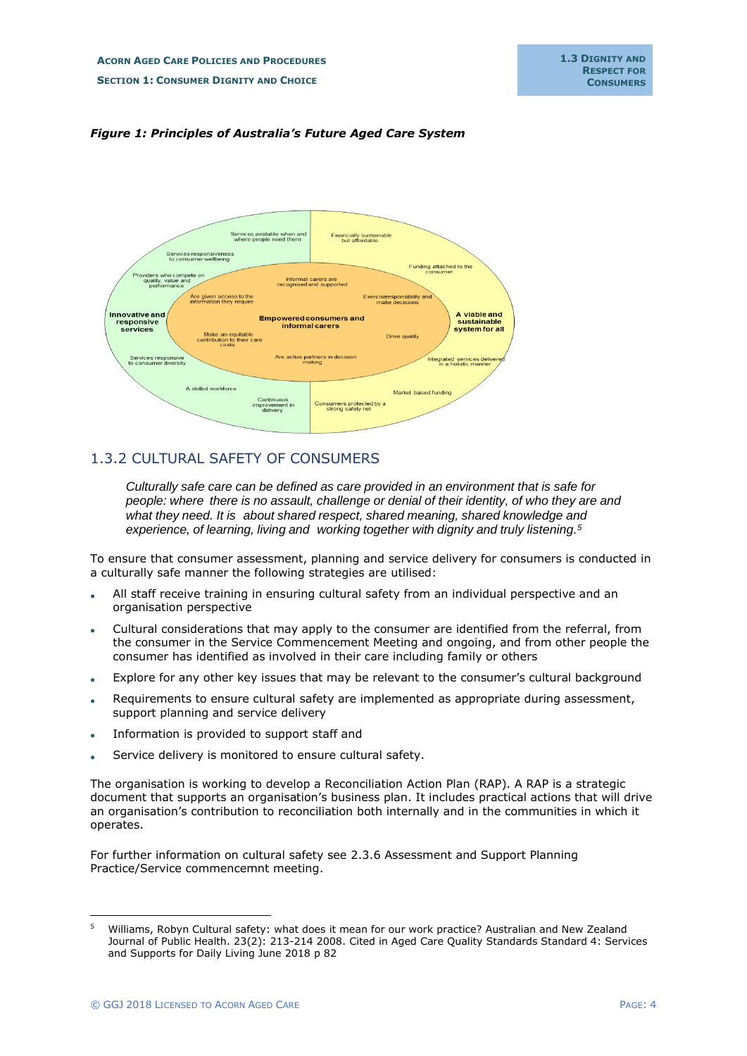*Figure 1: Principles of Australia's Future Aged Care System*

Services available when and where people need them

Financially sustainable but affordable

Services responsiveness to consumer wellbeing

Funding attached to the consumer

Providers who compete on quality, value and performance

Informal carers are recognised and supported

Are given access to the information they require

Exercise responsibility and make decisions

**Innovative and responsive services**

**Empowered consumers and informal carers**

**A viable and sustainable system for all**

Make an equitable contribution to their care costs

Drive quality

Services responsive to consumer diversity

Are active partners in decision making

Integrated services delivered in a holistic manner

A skilled workforce

Market based funding

Continuous improvement in delivery

Consumers protected by a strong safety net

## 1.3.2 CULTURAL SAFETY OF CONSUMERS

> *Culturally safe care can be defined as care provided in an environment that is safe for people: where there is no assault, challenge or denial of their identity, of who they are and what they need. It is about shared respect, shared meaning, shared knowledge and experience, of learning, living and working together with dignity and truly listening.*[5]

To ensure that consumer assessment, planning and service delivery for consumers is conducted in a culturally safe manner the following strategies are utilised:

- All staff receive training in ensuring cultural safety from an individual perspective and an organisation perspective
- Cultural considerations that may apply to the consumer are identified from the referral, from the consumer in the Service Commencement Meeting and ongoing, and from other people the consumer has identified as involved in their care including family or others
- Explore for any other key issues that may be relevant to the consumer's cultural background
- Requirements to ensure cultural safety are implemented as appropriate during assessment, support planning and service delivery
- Information is provided to support staff and
- Service delivery is monitored to ensure cultural safety.

The organisation is working to develop a Reconciliation Action Plan (RAP). A RAP is a strategic document that supports an organisation's business plan. It includes practical actions that will drive an organisation's contribution to reconciliation both internally and in the communities in which it operates.

For further information on cultural safety see 2.3.6 Assessment and Support Planning Practice/Service commencemnt meeting.

---

[5] Williams, Robyn Cultural safety: what does it mean for our work practice? Australian and New Zealand Journal of Public Health. 23(2): 213-214 2008. Cited in Aged Care Quality Standards Standard 4: Services and Supports for Daily Living June 2018 p 82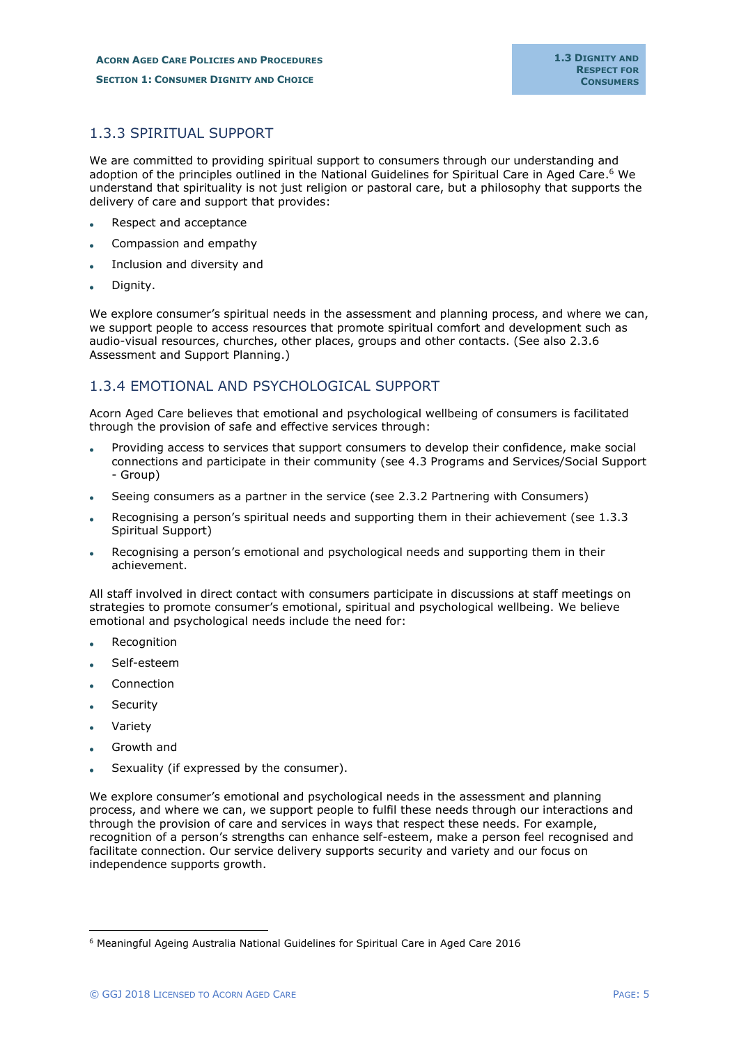## 1.3.3 SPIRITUAL SUPPORT

We are committed to providing spiritual support to consumers through our understanding and adoption of the principles outlined in the National Guidelines for Spiritual Care in Aged Care.[6] We understand that spirituality is not just religion or pastoral care, but a philosophy that supports the delivery of care and support that provides:

- Respect and acceptance
- Compassion and empathy
- Inclusion and diversity and
- Dignity.

We explore consumer's spiritual needs in the assessment and planning process, and where we can, we support people to access resources that promote spiritual comfort and development such as audio-visual resources, churches, other places, groups and other contacts. (See also 2.3.6 Assessment and Support Planning.)

## 1.3.4 EMOTIONAL AND PSYCHOLOGICAL SUPPORT

Acorn Aged Care believes that emotional and psychological wellbeing of consumers is facilitated through the provision of safe and effective services through:

- Providing access to services that support consumers to develop their confidence, make social connections and participate in their community (see 4.3 Programs and Services/Social Support - Group)
- Seeing consumers as a partner in the service (see 2.3.2 Partnering with Consumers)
- Recognising a person's spiritual needs and supporting them in their achievement (see 1.3.3 Spiritual Support)
- Recognising a person's emotional and psychological needs and supporting them in their achievement.

All staff involved in direct contact with consumers participate in discussions at staff meetings on strategies to promote consumer's emotional, spiritual and psychological wellbeing. We believe emotional and psychological needs include the need for:

- Recognition
- Self-esteem
- Connection
- Security
- Variety
- Growth and
- Sexuality (if expressed by the consumer).

We explore consumer's emotional and psychological needs in the assessment and planning process, and where we can, we support people to fulfil these needs through our interactions and through the provision of care and services in ways that respect these needs. For example, recognition of a person's strengths can enhance self-esteem, make a person feel recognised and facilitate connection. Our service delivery supports security and variety and our focus on independence supports growth.

---

[6] Meaningful Ageing Australia National Guidelines for Spiritual Care in Aged Care 2016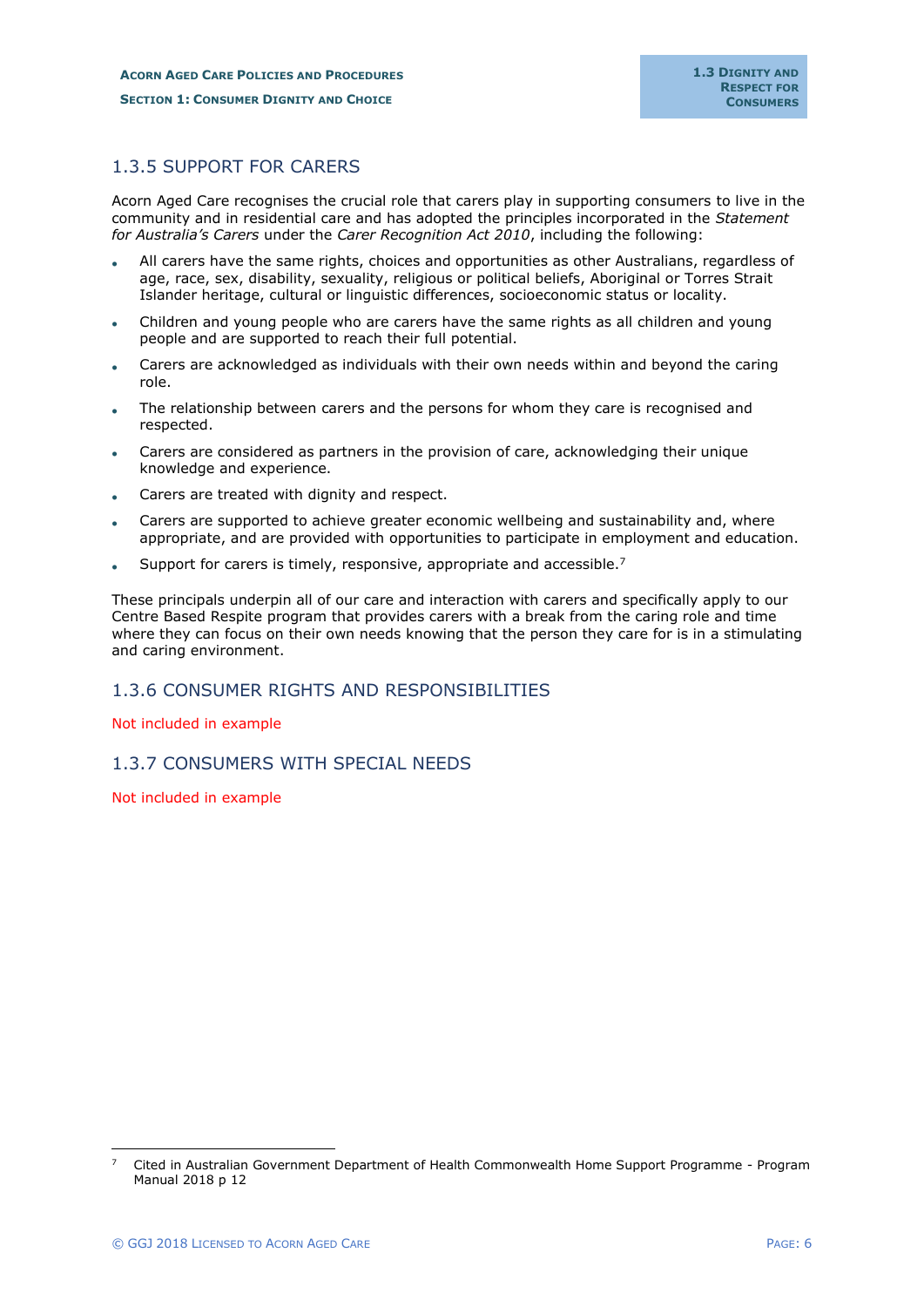## 1.3.5 SUPPORT FOR CARERS

Acorn Aged Care recognises the crucial role that carers play in supporting consumers to live in the community and in residential care and has adopted the principles incorporated in the *Statement for Australia's Carers* under the *Carer Recognition Act 2010*, including the following:

- All carers have the same rights, choices and opportunities as other Australians, regardless of age, race, sex, disability, sexuality, religious or political beliefs, Aboriginal or Torres Strait Islander heritage, cultural or linguistic differences, socioeconomic status or locality.
- Children and young people who are carers have the same rights as all children and young people and are supported to reach their full potential.
- Carers are acknowledged as individuals with their own needs within and beyond the caring role.
- The relationship between carers and the persons for whom they care is recognised and respected.
- Carers are considered as partners in the provision of care, acknowledging their unique knowledge and experience.
- Carers are treated with dignity and respect.
- Carers are supported to achieve greater economic wellbeing and sustainability and, where appropriate, and are provided with opportunities to participate in employment and education.
- Support for carers is timely, responsive, appropriate and accessible.[7]

These principals underpin all of our care and interaction with carers and specifically apply to our Centre Based Respite program that provides carers with a break from the caring role and time where they can focus on their own needs knowing that the person they care for is in a stimulating and caring environment.

## 1.3.6 CONSUMER RIGHTS AND RESPONSIBILITIES

Not included in example

## 1.3.7 CONSUMERS WITH SPECIAL NEEDS

Not included in example

---

[7] Cited in Australian Government Department of Health Commonwealth Home Support Programme - Program Manual 2018 p 12